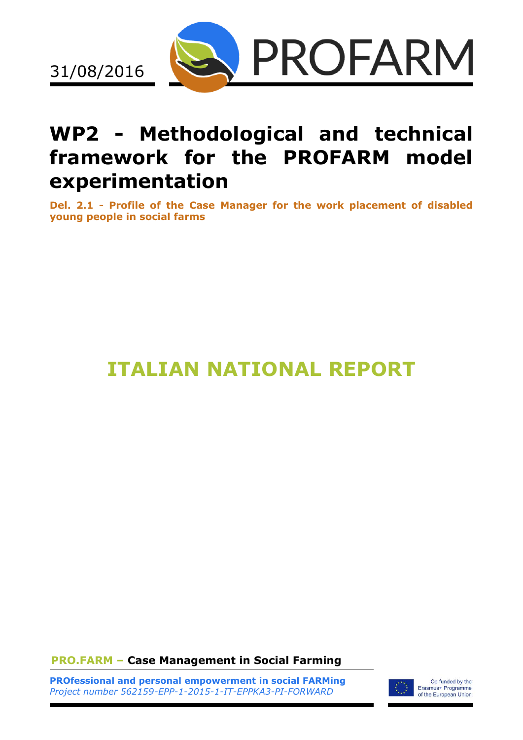31/08/2016

PROFARM

# WP2 - Methodological and technical framework for the PROFARM model experimentation

**Del. 2.1 - Profile of the Case Manager for the work placement of disabled young people in social farms**

## ITALIAN NATIONAL REPORT

**PRO.FARM – Case Management in Social Farming**

**PROfessional and personal empowerment in social FARMing**
*Project number 562159-EPP-1-2015-1-IT-EPPKA3-PI-FORWARD*

Co-funded by the Erasmus+ Programme of the European Union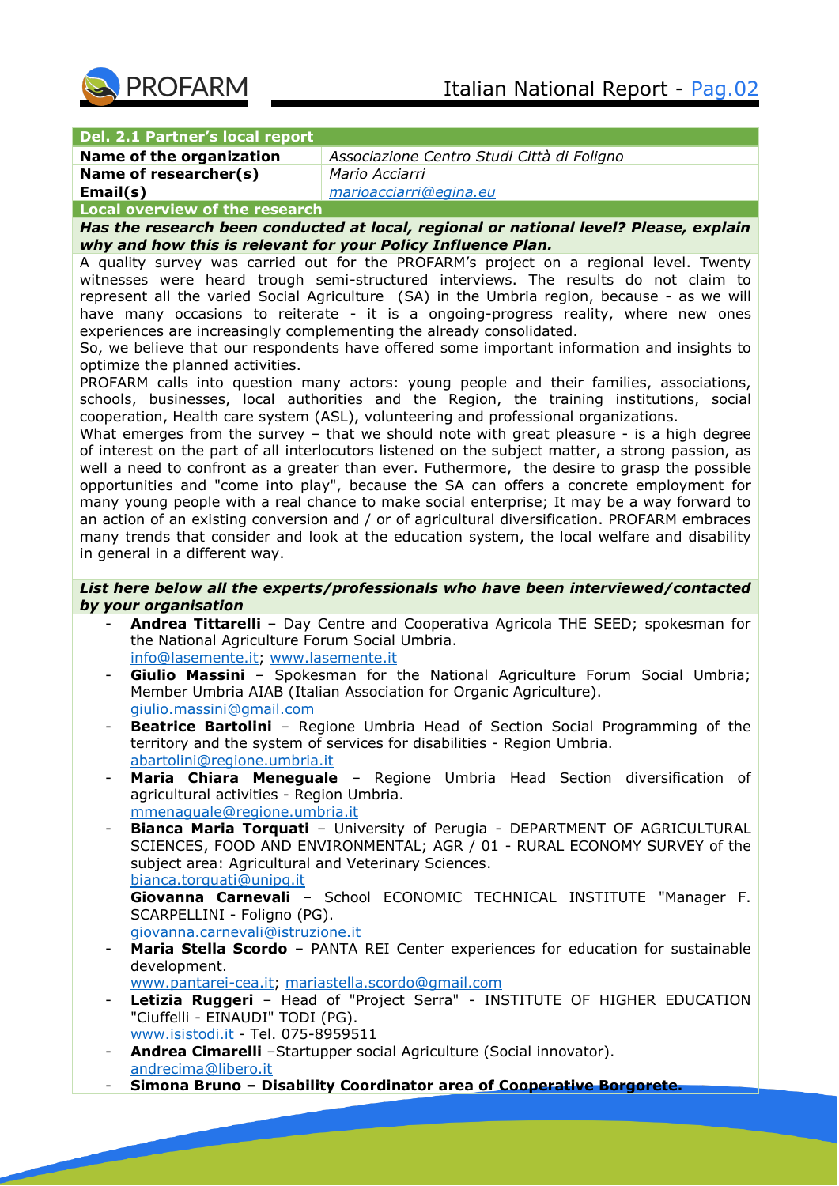| Del. 2.1 Partner's local report | |
|---|---|
| **Name of the organization** | *Associazione Centro Studi Città di Foligno* |
| **Name of researcher(s)** | *Mario Acciarri* |
| **Email(s)** | *marioacciarri@egina.eu* |

**Local overview of the research**

***Has the research been conducted at local, regional or national level? Please, explain why and how this is relevant for your Policy Influence Plan.***

A quality survey was carried out for the PROFARM's project on a regional level. Twenty witnesses were heard trough semi-structured interviews. The results do not claim to represent all the varied Social Agriculture (SA) in the Umbria region, because - as we will have many occasions to reiterate - it is a ongoing-progress reality, where new ones experiences are increasingly complementing the already consolidated.
So, we believe that our respondents have offered some important information and insights to optimize the planned activities.
PROFARM calls into question many actors: young people and their families, associations, schools, businesses, local authorities and the Region, the training institutions, social cooperation, Health care system (ASL), volunteering and professional organizations.
What emerges from the survey – that we should note with great pleasure - is a high degree of interest on the part of all interlocutors listened on the subject matter, a strong passion, as well a need to confront as a greater than ever. Futhermore, the desire to grasp the possible opportunities and "come into play", because the SA can offers a concrete employment for many young people with a real chance to make social enterprise; It may be a way forward to an action of an existing conversion and / or of agricultural diversification. PROFARM embraces many trends that consider and look at the education system, the local welfare and disability in general in a different way.

***List here below all the experts/professionals who have been interviewed/contacted by your organisation***

- **Andrea Tittarelli** – Day Centre and Cooperativa Agricola THE SEED; spokesman for the National Agriculture Forum Social Umbria.
  info@lasemente.it; www.lasemente.it
- **Giulio Massini** – Spokesman for the National Agriculture Forum Social Umbria; Member Umbria AIAB (Italian Association for Organic Agriculture).
  giulio.massini@gmail.com
- **Beatrice Bartolini** – Regione Umbria Head of Section Social Programming of the territory and the system of services for disabilities - Region Umbria.
  abartolini@regione.umbria.it
- **Maria Chiara Meneguale** – Regione Umbria Head Section diversification of agricultural activities - Region Umbria.
  mmenaguale@regione.umbria.it
- **Bianca Maria Torquati** – University of Perugia - DEPARTMENT OF AGRICULTURAL SCIENCES, FOOD AND ENVIRONMENTAL; AGR / 01 - RURAL ECONOMY SURVEY of the subject area: Agricultural and Veterinary Sciences.
  bianca.torquati@unipg.it
  **Giovanna Carnevali** – School ECONOMIC TECHNICAL INSTITUTE "Manager F. SCARPELLINI - Foligno (PG).
  giovanna.carnevali@istruzione.it
- **Maria Stella Scordo** – PANTA REI Center experiences for education for sustainable development.
  www.pantarei-cea.it; mariastella.scordo@gmail.com
- **Letizia Ruggeri** – Head of "Project Serra" - INSTITUTE OF HIGHER EDUCATION "Ciuffelli - EINAUDI" TODI (PG).
  www.isistodi.it - Tel. 075-8959511
- **Andrea Cimarelli** –Startupper social Agriculture (Social innovator).
  andrecima@libero.it
- **Simona Bruno – Disability Coordinator area of Cooperative Borgorete.**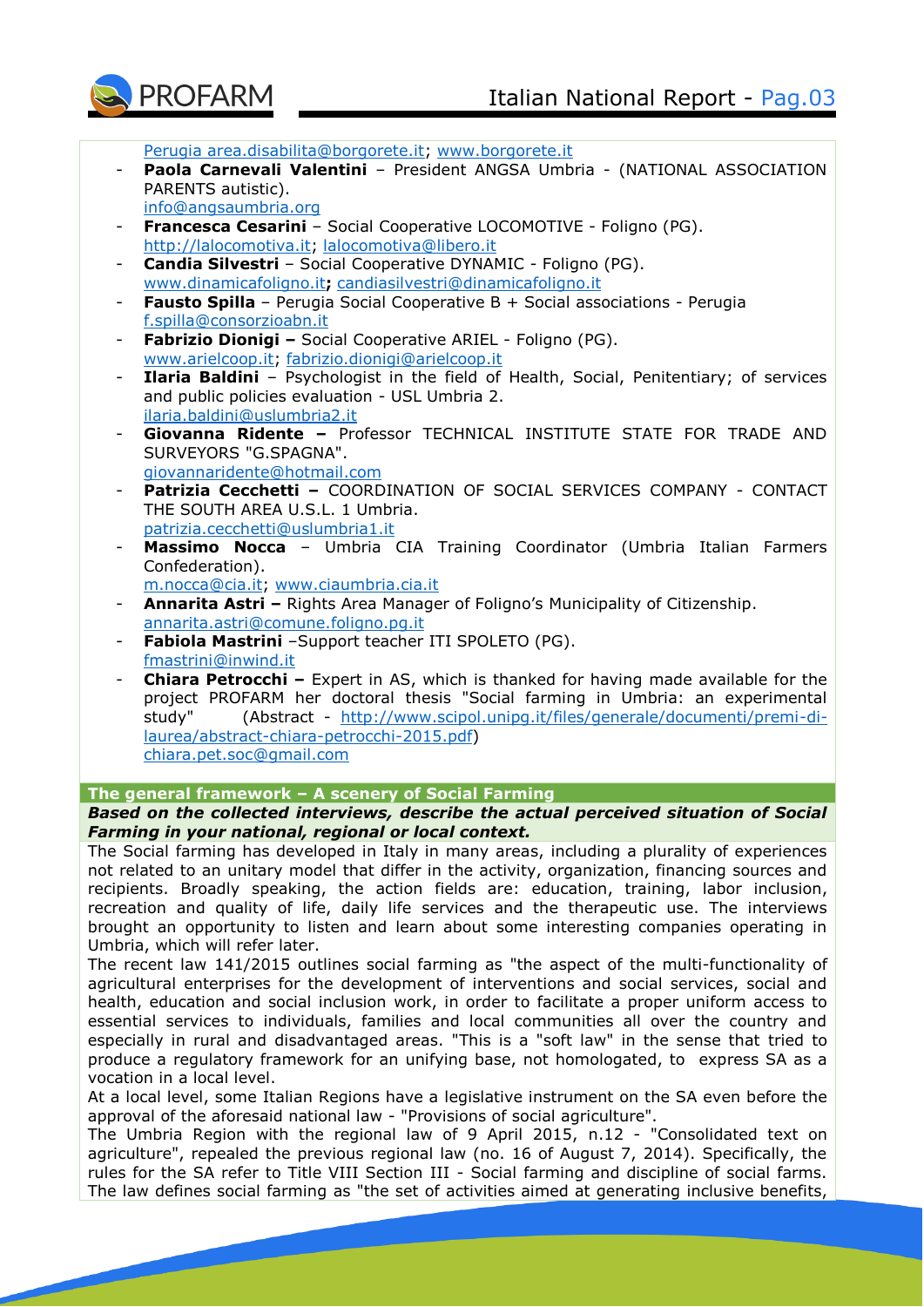Perugia area.disabilita@borgorete.it; www.borgorete.it

- **Paola Carnevali Valentini** – President ANGSA Umbria - (NATIONAL ASSOCIATION PARENTS autistic).
  info@angsaumbria.org
- **Francesca Cesarini** – Social Cooperative LOCOMOTIVE - Foligno (PG).
  http://lalocomotiva.it; lalocomotiva@libero.it
- **Candia Silvestri** – Social Cooperative DYNAMIC - Foligno (PG).
  www.dinamicafoligno.it**;** candiasilvestri@dinamicafoligno.it
- **Fausto Spilla** – Perugia Social Cooperative B + Social associations - Perugia
  f.spilla@consorzioabn.it
- **Fabrizio Dionigi –** Social Cooperative ARIEL - Foligno (PG).
  www.arielcoop.it; fabrizio.dionigi@arielcoop.it
- **Ilaria Baldini** – Psychologist in the field of Health, Social, Penitentiary; of services and public policies evaluation - USL Umbria 2.
  ilaria.baldini@uslumbria2.it
- **Giovanna Ridente –** Professor TECHNICAL INSTITUTE STATE FOR TRADE AND SURVEYORS "G.SPAGNA".
  giovannaridente@hotmail.com
- **Patrizia Cecchetti –** COORDINATION OF SOCIAL SERVICES COMPANY - CONTACT THE SOUTH AREA U.S.L. 1 Umbria.
  patrizia.cecchetti@uslumbria1.it
- **Massimo Nocca** – Umbria CIA Training Coordinator (Umbria Italian Farmers Confederation).
  m.nocca@cia.it; www.ciaumbria.cia.it
- **Annarita Astri –** Rights Area Manager of Foligno's Municipality of Citizenship.
  annarita.astri@comune.foligno.pg.it
- **Fabiola Mastrini** –Support teacher ITI SPOLETO (PG).
  fmastrini@inwind.it
- **Chiara Petrocchi –** Expert in AS, which is thanked for having made available for the project PROFARM her doctoral thesis "Social farming in Umbria: an experimental study" (Abstract - http://www.scipol.unipg.it/files/generale/documenti/premi-di-laurea/abstract-chiara-petrocchi-2015.pdf)
  chiara.pet.soc@gmail.com

## The general framework – A scenery of Social Farming

***Based on the collected interviews, describe the actual perceived situation of Social Farming in your national, regional or local context.***

The Social farming has developed in Italy in many areas, including a plurality of experiences not related to an unitary model that differ in the activity, organization, financing sources and recipients. Broadly speaking, the action fields are: education, training, labor inclusion, recreation and quality of life, daily life services and the therapeutic use. The interviews brought an opportunity to listen and learn about some interesting companies operating in Umbria, which will refer later.

The recent law 141/2015 outlines social farming as "the aspect of the multi-functionality of agricultural enterprises for the development of interventions and social services, social and health, education and social inclusion work, in order to facilitate a proper uniform access to essential services to individuals, families and local communities all over the country and especially in rural and disadvantaged areas. "This is a "soft law" in the sense that tried to produce a regulatory framework for an unifying base, not homologated, to express SA as a vocation in a local level.

At a local level, some Italian Regions have a legislative instrument on the SA even before the approval of the aforesaid national law - "Provisions of social agriculture".

The Umbria Region with the regional law of 9 April 2015, n.12 - "Consolidated text on agriculture", repealed the previous regional law (no. 16 of August 7, 2014). Specifically, the rules for the SA refer to Title VIII Section III - Social farming and discipline of social farms. The law defines social farming as "the set of activities aimed at generating inclusive benefits,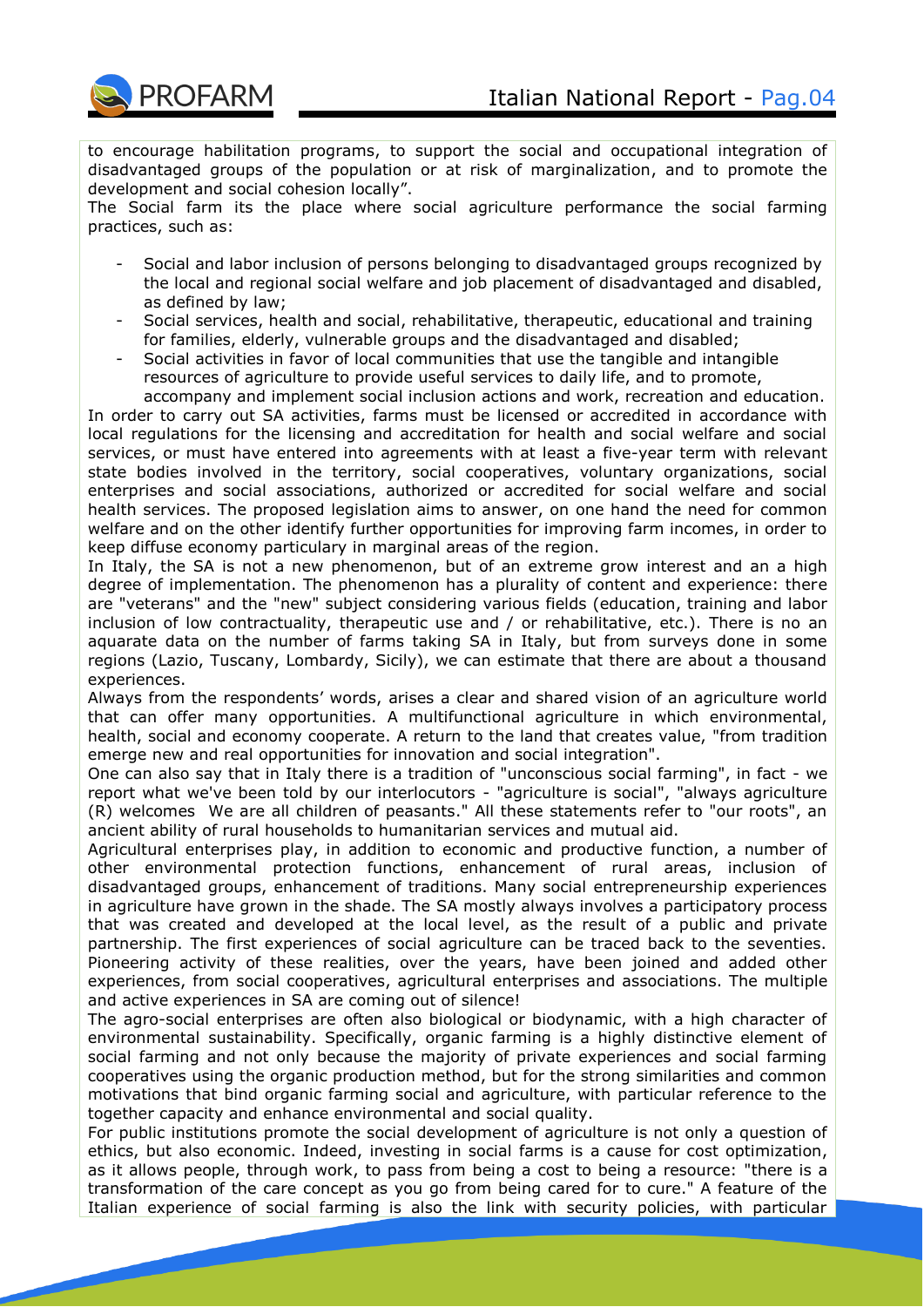to encourage habilitation programs, to support the social and occupational integration of disadvantaged groups of the population or at risk of marginalization, and to promote the development and social cohesion locally".

The Social farm its the place where social agriculture performance the social farming practices, such as:

- Social and labor inclusion of persons belonging to disadvantaged groups recognized by the local and regional social welfare and job placement of disadvantaged and disabled, as defined by law;
- Social services, health and social, rehabilitative, therapeutic, educational and training for families, elderly, vulnerable groups and the disadvantaged and disabled;
- Social activities in favor of local communities that use the tangible and intangible resources of agriculture to provide useful services to daily life, and to promote, accompany and implement social inclusion actions and work, recreation and education.

In order to carry out SA activities, farms must be licensed or accredited in accordance with local regulations for the licensing and accreditation for health and social welfare and social services, or must have entered into agreements with at least a five-year term with relevant state bodies involved in the territory, social cooperatives, voluntary organizations, social enterprises and social associations, authorized or accredited for social welfare and social health services. The proposed legislation aims to answer, on one hand the need for common welfare and on the other identify further opportunities for improving farm incomes, in order to keep diffuse economy particulary in marginal areas of the region.

In Italy, the SA is not a new phenomenon, but of an extreme grow interest and an a high degree of implementation. The phenomenon has a plurality of content and experience: there are "veterans" and the "new" subject considering various fields (education, training and labor inclusion of low contractuality, therapeutic use and / or rehabilitative, etc.). There is no an aquarate data on the number of farms taking SA in Italy, but from surveys done in some regions (Lazio, Tuscany, Lombardy, Sicily), we can estimate that there are about a thousand experiences.

Always from the respondents' words, arises a clear and shared vision of an agriculture world that can offer many opportunities. A multifunctional agriculture in which environmental, health, social and economy cooperate. A return to the land that creates value, "from tradition emerge new and real opportunities for innovation and social integration".

One can also say that in Italy there is a tradition of "unconscious social farming", in fact - we report what we've been told by our interlocutors - "agriculture is social", "always agriculture (R) welcomes We are all children of peasants." All these statements refer to "our roots", an ancient ability of rural households to humanitarian services and mutual aid.

Agricultural enterprises play, in addition to economic and productive function, a number of other environmental protection functions, enhancement of rural areas, inclusion of disadvantaged groups, enhancement of traditions. Many social entrepreneurship experiences in agriculture have grown in the shade. The SA mostly always involves a participatory process that was created and developed at the local level, as the result of a public and private partnership. The first experiences of social agriculture can be traced back to the seventies. Pioneering activity of these realities, over the years, have been joined and added other experiences, from social cooperatives, agricultural enterprises and associations. The multiple and active experiences in SA are coming out of silence!

The agro-social enterprises are often also biological or biodynamic, with a high character of environmental sustainability. Specifically, organic farming is a highly distinctive element of social farming and not only because the majority of private experiences and social farming cooperatives using the organic production method, but for the strong similarities and common motivations that bind organic farming social and agriculture, with particular reference to the together capacity and enhance environmental and social quality.

For public institutions promote the social development of agriculture is not only a question of ethics, but also economic. Indeed, investing in social farms is a cause for cost optimization, as it allows people, through work, to pass from being a cost to being a resource: "there is a transformation of the care concept as you go from being cared for to cure." A feature of the Italian experience of social farming is also the link with security policies, with particular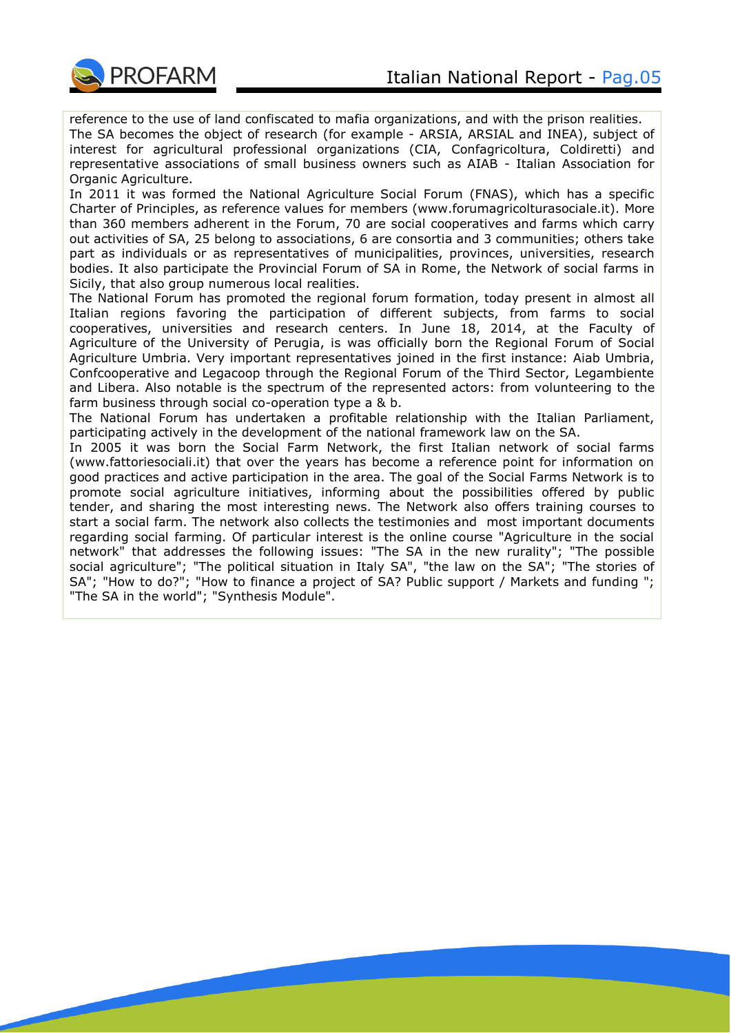reference to the use of land confiscated to mafia organizations, and with the prison realities.
The SA becomes the object of research (for example - ARSIA, ARSIAL and INEA), subject of interest for agricultural professional organizations (CIA, Confagricoltura, Coldiretti) and representative associations of small business owners such as AIAB - Italian Association for Organic Agriculture.
In 2011 it was formed the National Agriculture Social Forum (FNAS), which has a specific Charter of Principles, as reference values for members (www.forumagricolturasociale.it). More than 360 members adherent in the Forum, 70 are social cooperatives and farms which carry out activities of SA, 25 belong to associations, 6 are consortia and 3 communities; others take part as individuals or as representatives of municipalities, provinces, universities, research bodies. It also participate the Provincial Forum of SA in Rome, the Network of social farms in Sicily, that also group numerous local realities.
The National Forum has promoted the regional forum formation, today present in almost all Italian regions favoring the participation of different subjects, from farms to social cooperatives, universities and research centers. In June 18, 2014, at the Faculty of Agriculture of the University of Perugia, is was officially born the Regional Forum of Social Agriculture Umbria. Very important representatives joined in the first instance: Aiab Umbria, Confcooperative and Legacoop through the Regional Forum of the Third Sector, Legambiente and Libera. Also notable is the spectrum of the represented actors: from volunteering to the farm business through social co-operation type a & b.
The National Forum has undertaken a profitable relationship with the Italian Parliament, participating actively in the development of the national framework law on the SA.
In 2005 it was born the Social Farm Network, the first Italian network of social farms (www.fattoriesociali.it) that over the years has become a reference point for information on good practices and active participation in the area. The goal of the Social Farms Network is to promote social agriculture initiatives, informing about the possibilities offered by public tender, and sharing the most interesting news. The Network also offers training courses to start a social farm. The network also collects the testimonies and most important documents regarding social farming. Of particular interest is the online course "Agriculture in the social network" that addresses the following issues: "The SA in the new rurality"; "The possible social agriculture"; "The political situation in Italy SA", "the law on the SA"; "The stories of SA"; "How to do?"; "How to finance a project of SA? Public support / Markets and funding "; "The SA in the world"; "Synthesis Module".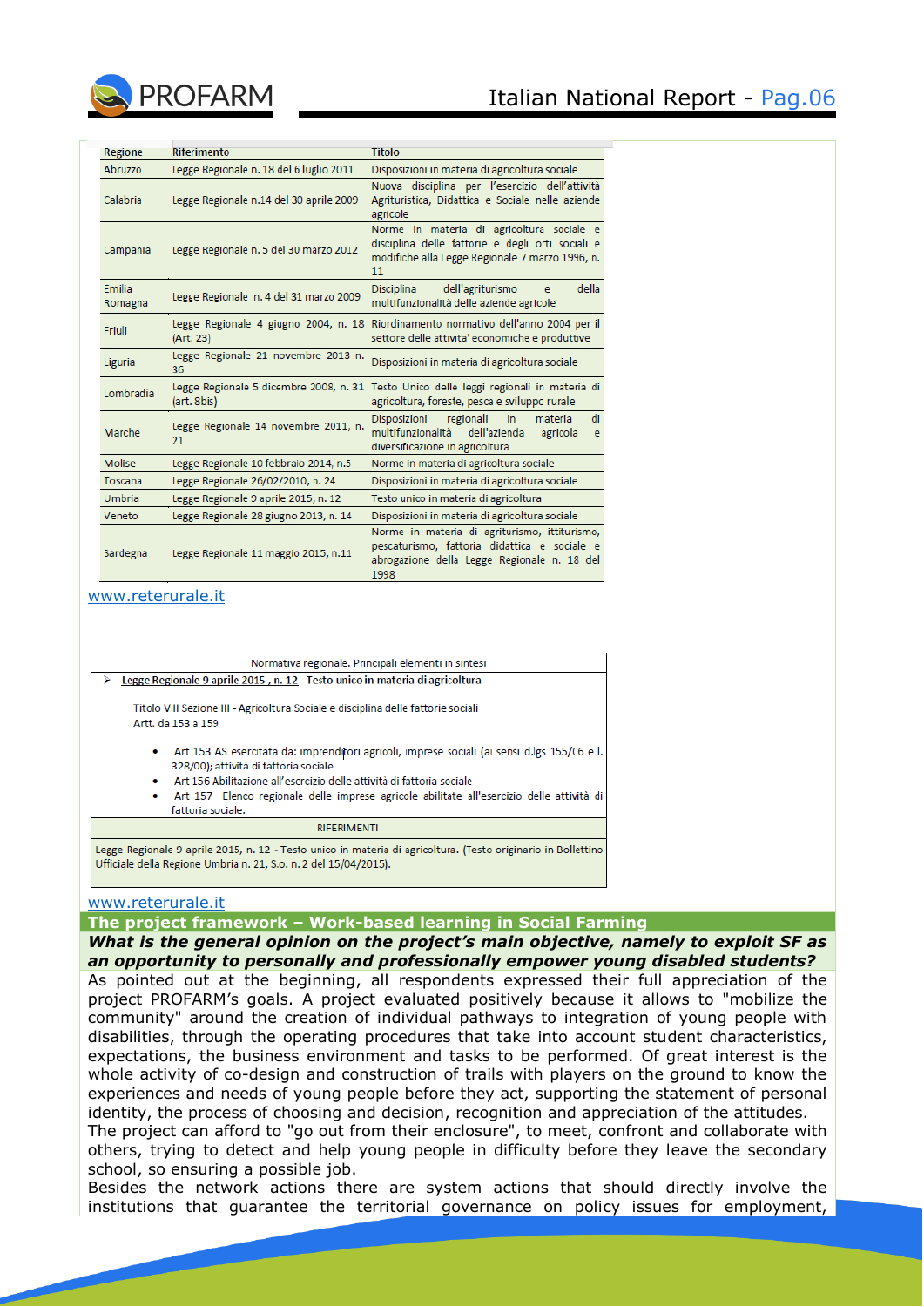| Regione | Riferimento | Titolo |
|---|---|---|
| Abruzzo | Legge Regionale n. 18 del 6 luglio 2011 | Disposizioni in materia di agricoltura sociale |
| Calabria | Legge Regionale n.14 del 30 aprile 2009 | Nuova disciplina per l'esercizio dell'attività Agrituristica, Didattica e Sociale nelle aziende agricole |
| Campania | Legge Regionale n. 5 del 30 marzo 2012 | Norme in materia di agricoltura sociale e disciplina delle fattorie e degli orti sociali e modifiche alla Legge Regionale 7 marzo 1996, n. 11 |
| Emilia Romagna | Legge Regionale n. 4 del 31 marzo 2009 | Disciplina dell'agriturismo e della multifunzionalità delle aziende agricole |
| Friuli | Legge Regionale 4 giugno 2004, n. 18 (Art. 23) | Riordinamento normativo dell'anno 2004 per il settore delle attivita' economiche e produttive |
| Liguria | Legge Regionale 21 novembre 2013 n. 36 | Disposizioni in materia di agricoltura sociale |
| Lombradia | Legge Regionale 5 dicembre 2008, n. 31 (art. 8bis) | Testo Unico delle leggi regionali in materia di agricoltura, foreste, pesca e sviluppo rurale |
| Marche | Legge Regionale 14 novembre 2011, n. 21 | Disposizioni regionali in materia di multifunzionalità dell'azienda agricola e diversificazione in agricoltura |
| Molise | Legge Regionale 10 febbraio 2014, n.5 | Norme in materia di agricoltura sociale |
| Toscana | Legge Regionale 26/02/2010, n. 24 | Disposizioni in materia di agricoltura sociale |
| Umbria | Legge Regionale 9 aprile 2015, n. 12 | Testo unico in materia di agricoltura |
| Veneto | Legge Regionale 28 giugno 2013, n. 14 | Disposizioni in materia di agricoltura sociale |
| Sardegna | Legge Regionale 11 maggio 2015, n.11 | Norme in materia di agriturismo, ittiturismo, pescaturismo, fattoria didattica e sociale e abrogazione della Legge Regionale n. 18 del 1998 |

www.reterurale.it

| Normativa regionale. Principali elementi in sintesi |
|---|
| ➢ Legge Regionale 9 aprile 2015 , n. 12 - Testo unico in materia di agricoltura<br><br>Titolo VIII Sezione III - Agricoltura Sociale e disciplina delle fattorie sociali<br>Artt. da 153 a 159<br><br>• Art 153 AS esercitata da: imprenditori agricoli, imprese sociali (ai sensi d.lgs 155/06 e l. 328/00); attività di fattoria sociale<br>• Art 156 Abilitazione all'esercizio delle attività di fattoria sociale<br>• Art 157 Elenco regionale delle imprese agricole abilitate all'esercizio delle attività di fattoria sociale. |
| RIFERIMENTI |
| Legge Regionale 9 aprile 2015, n. 12 - Testo unico in materia di agricoltura. (Testo originario in Bollettino Ufficiale della Regione Umbria n. 21, S.o. n. 2 del 15/04/2015). |

www.reterurale.it

## The project framework – Work-based learning in Social Farming

***What is the general opinion on the project's main objective, namely to exploit SF as an opportunity to personally and professionally empower young disabled students?***

As pointed out at the beginning, all respondents expressed their full appreciation of the project PROFARM's goals. A project evaluated positively because it allows to "mobilize the community" around the creation of individual pathways to integration of young people with disabilities, through the operating procedures that take into account student characteristics, expectations, the business environment and tasks to be performed. Of great interest is the whole activity of co-design and construction of trails with players on the ground to know the experiences and needs of young people before they act, supporting the statement of personal identity, the process of choosing and decision, recognition and appreciation of the attitudes.

The project can afford to "go out from their enclosure", to meet, confront and collaborate with others, trying to detect and help young people in difficulty before they leave the secondary school, so ensuring a possible job.

Besides the network actions there are system actions that should directly involve the institutions that guarantee the territorial governance on policy issues for employment,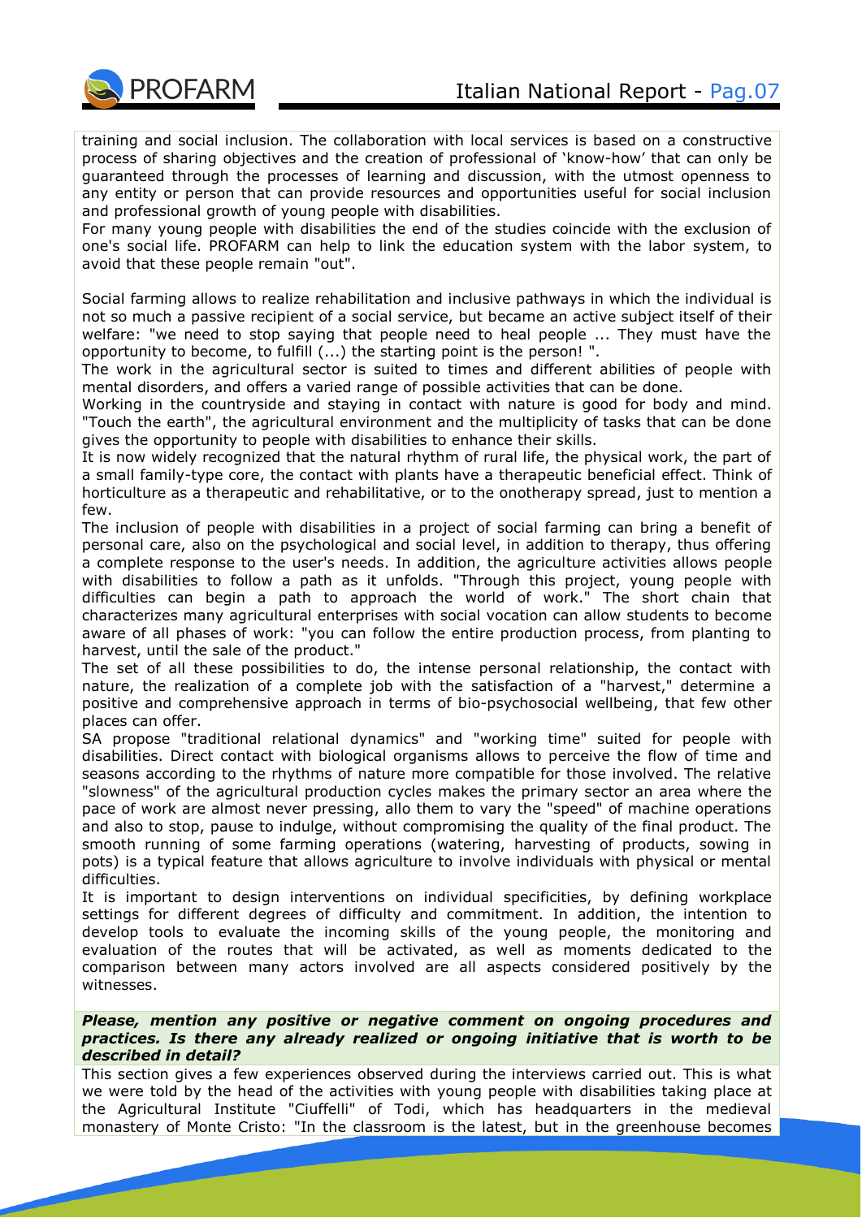training and social inclusion. The collaboration with local services is based on a constructive process of sharing objectives and the creation of professional of 'know-how' that can only be guaranteed through the processes of learning and discussion, with the utmost openness to any entity or person that can provide resources and opportunities useful for social inclusion and professional growth of young people with disabilities.
For many young people with disabilities the end of the studies coincide with the exclusion of one's social life. PROFARM can help to link the education system with the labor system, to avoid that these people remain "out".

Social farming allows to realize rehabilitation and inclusive pathways in which the individual is not so much a passive recipient of a social service, but became an active subject itself of their welfare: "we need to stop saying that people need to heal people ... They must have the opportunity to become, to fulfill (...) the starting point is the person! ".
The work in the agricultural sector is suited to times and different abilities of people with mental disorders, and offers a varied range of possible activities that can be done.
Working in the countryside and staying in contact with nature is good for body and mind. "Touch the earth", the agricultural environment and the multiplicity of tasks that can be done gives the opportunity to people with disabilities to enhance their skills.
It is now widely recognized that the natural rhythm of rural life, the physical work, the part of a small family-type core, the contact with plants have a therapeutic beneficial effect. Think of horticulture as a therapeutic and rehabilitative, or to the onotherapy spread, just to mention a few.
The inclusion of people with disabilities in a project of social farming can bring a benefit of personal care, also on the psychological and social level, in addition to therapy, thus offering a complete response to the user's needs. In addition, the agriculture activities allows people with disabilities to follow a path as it unfolds. "Through this project, young people with difficulties can begin a path to approach the world of work." The short chain that characterizes many agricultural enterprises with social vocation can allow students to become aware of all phases of work: "you can follow the entire production process, from planting to harvest, until the sale of the product."
The set of all these possibilities to do, the intense personal relationship, the contact with nature, the realization of a complete job with the satisfaction of a "harvest," determine a positive and comprehensive approach in terms of bio-psychosocial wellbeing, that few other places can offer.
SA propose "traditional relational dynamics" and "working time" suited for people with disabilities. Direct contact with biological organisms allows to perceive the flow of time and seasons according to the rhythms of nature more compatible for those involved. The relative "slowness" of the agricultural production cycles makes the primary sector an area where the pace of work are almost never pressing, allo them to vary the "speed" of machine operations and also to stop, pause to indulge, without compromising the quality of the final product. The smooth running of some farming operations (watering, harvesting of products, sowing in pots) is a typical feature that allows agriculture to involve individuals with physical or mental difficulties.
It is important to design interventions on individual specificities, by defining workplace settings for different degrees of difficulty and commitment. In addition, the intention to develop tools to evaluate the incoming skills of the young people, the monitoring and evaluation of the routes that will be activated, as well as moments dedicated to the comparison between many actors involved are all aspects considered positively by the witnesses.

***Please, mention any positive or negative comment on ongoing procedures and practices. Is there any already realized or ongoing initiative that is worth to be described in detail?***

This section gives a few experiences observed during the interviews carried out. This is what we were told by the head of the activities with young people with disabilities taking place at the Agricultural Institute "Ciuffelli" of Todi, which has headquarters in the medieval monastery of Monte Cristo: "In the classroom is the latest, but in the greenhouse becomes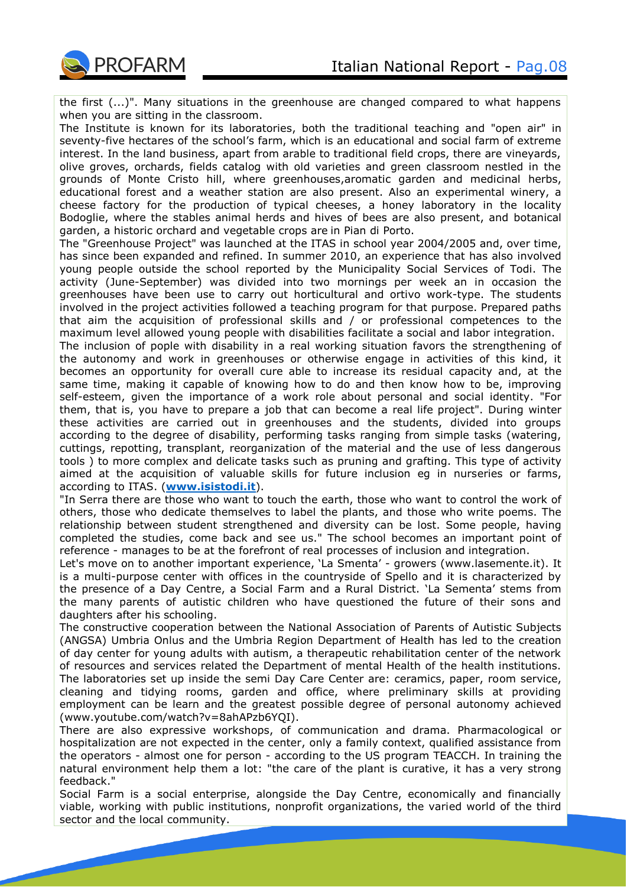the first (...)". Many situations in the greenhouse are changed compared to what happens when you are sitting in the classroom.

The Institute is known for its laboratories, both the traditional teaching and "open air" in seventy-five hectares of the school's farm, which is an educational and social farm of extreme interest. In the land business, apart from arable to traditional field crops, there are vineyards, olive groves, orchards, fields catalog with old varieties and green classroom nestled in the grounds of Monte Cristo hill, where greenhouses,aromatic garden and medicinal herbs, educational forest and a weather station are also present. Also an experimental winery, a cheese factory for the production of typical cheeses, a honey laboratory in the locality Bodoglie, where the stables animal herds and hives of bees are also present, and botanical garden, a historic orchard and vegetable crops are in Pian di Porto.

The "Greenhouse Project" was launched at the ITAS in school year 2004/2005 and, over time, has since been expanded and refined. In summer 2010, an experience that has also involved young people outside the school reported by the Municipality Social Services of Todi. The activity (June-September) was divided into two mornings per week an in occasion the greenhouses have been use to carry out horticultural and ortivo work-type. The students involved in the project activities followed a teaching program for that purpose. Prepared paths that aim the acquisition of professional skills and / or professional competences to the maximum level allowed young people with disabilities facilitate a social and labor integration.

The inclusion of pople with disability in a real working situation favors the strengthening of the autonomy and work in greenhouses or otherwise engage in activities of this kind, it becomes an opportunity for overall cure able to increase its residual capacity and, at the same time, making it capable of knowing how to do and then know how to be, improving self-esteem, given the importance of a work role about personal and social identity. "For them, that is, you have to prepare a job that can become a real life project". During winter these activities are carried out in greenhouses and the students, divided into groups according to the degree of disability, performing tasks ranging from simple tasks (watering, cuttings, repotting, transplant, reorganization of the material and the use of less dangerous tools ) to more complex and delicate tasks such as pruning and grafting. This type of activity aimed at the acquisition of valuable skills for future inclusion eg in nurseries or farms, according to ITAS. (**www.isistodi.it**).

"In Serra there are those who want to touch the earth, those who want to control the work of others, those who dedicate themselves to label the plants, and those who write poems. The relationship between student strengthened and diversity can be lost. Some people, having completed the studies, come back and see us." The school becomes an important point of reference - manages to be at the forefront of real processes of inclusion and integration.

Let's move on to another important experience, 'La Smenta' - growers (www.lasemente.it). It is a multi-purpose center with offices in the countryside of Spello and it is characterized by the presence of a Day Centre, a Social Farm and a Rural District. 'La Sementa' stems from the many parents of autistic children who have questioned the future of their sons and daughters after his schooling.

The constructive cooperation between the National Association of Parents of Autistic Subjects (ANGSA) Umbria Onlus and the Umbria Region Department of Health has led to the creation of day center for young adults with autism, a therapeutic rehabilitation center of the network of resources and services related the Department of mental Health of the health institutions. The laboratories set up inside the semi Day Care Center are: ceramics, paper, room service, cleaning and tidying rooms, garden and office, where preliminary skills at providing employment can be learn and the greatest possible degree of personal autonomy achieved (www.youtube.com/watch?v=8ahAPzb6YQI).

There are also expressive workshops, of communication and drama. Pharmacological or hospitalization are not expected in the center, only a family context, qualified assistance from the operators - almost one for person - according to the US program TEACCH. In training the natural environment help them a lot: "the care of the plant is curative, it has a very strong feedback."

Social Farm is a social enterprise, alongside the Day Centre, economically and financially viable, working with public institutions, nonprofit organizations, the varied world of the third sector and the local community.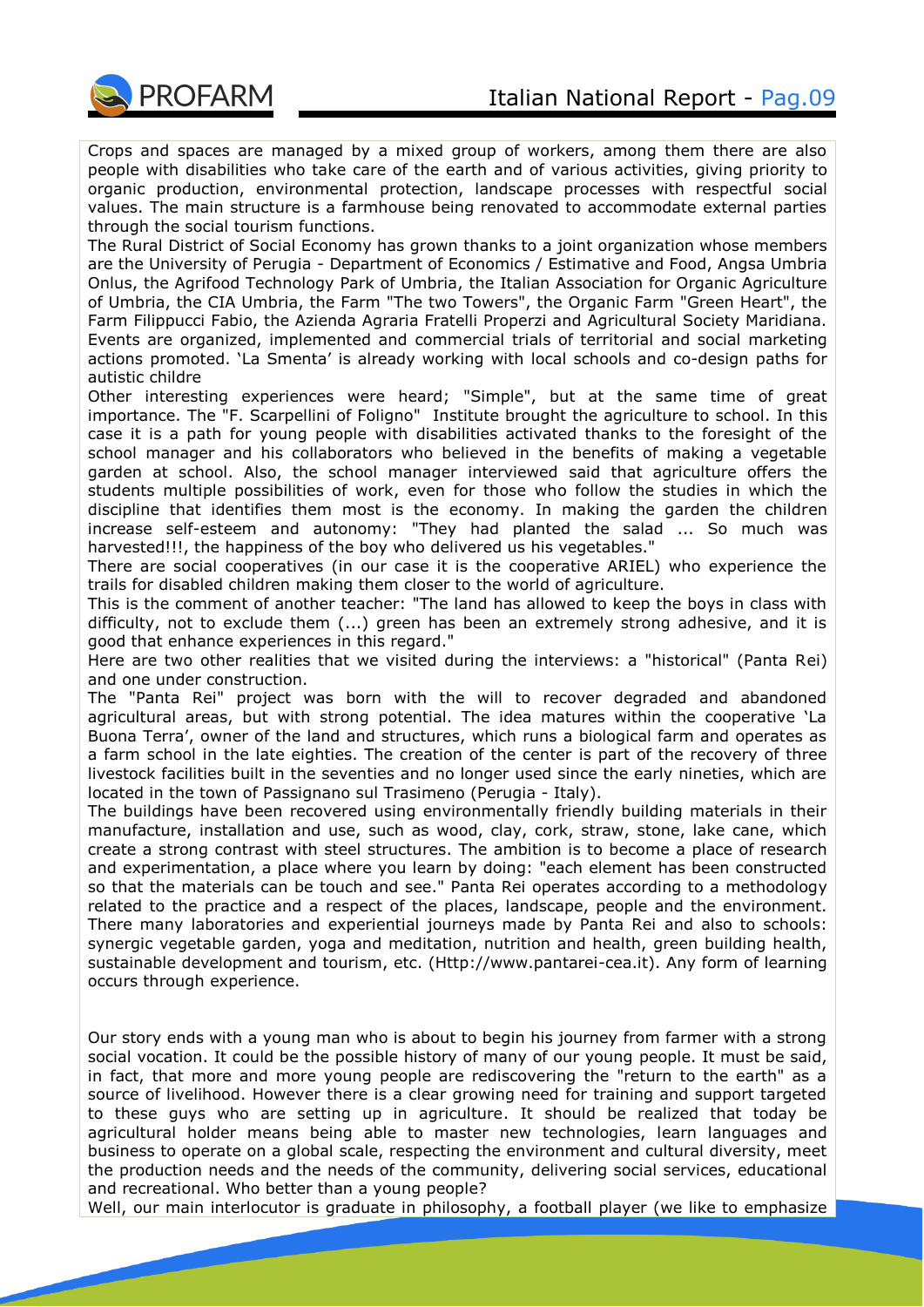Crops and spaces are managed by a mixed group of workers, among them there are also people with disabilities who take care of the earth and of various activities, giving priority to organic production, environmental protection, landscape processes with respectful social values. The main structure is a farmhouse being renovated to accommodate external parties through the social tourism functions.

The Rural District of Social Economy has grown thanks to a joint organization whose members are the University of Perugia - Department of Economics / Estimative and Food, Angsa Umbria Onlus, the Agrifood Technology Park of Umbria, the Italian Association for Organic Agriculture of Umbria, the CIA Umbria, the Farm "The two Towers", the Organic Farm "Green Heart", the Farm Filippucci Fabio, the Azienda Agraria Fratelli Properzi and Agricultural Society Maridiana. Events are organized, implemented and commercial trials of territorial and social marketing actions promoted. 'La Smenta' is already working with local schools and co-design paths for autistic childre

Other interesting experiences were heard; "Simple", but at the same time of great importance. The "F. Scarpellini of Foligno" Institute brought the agriculture to school. In this case it is a path for young people with disabilities activated thanks to the foresight of the school manager and his collaborators who believed in the benefits of making a vegetable garden at school. Also, the school manager interviewed said that agriculture offers the students multiple possibilities of work, even for those who follow the studies in which the discipline that identifies them most is the economy. In making the garden the children increase self-esteem and autonomy: "They had planted the salad ... So much was harvested!!!, the happiness of the boy who delivered us his vegetables."

There are social cooperatives (in our case it is the cooperative ARIEL) who experience the trails for disabled children making them closer to the world of agriculture.

This is the comment of another teacher: "The land has allowed to keep the boys in class with difficulty, not to exclude them (...) green has been an extremely strong adhesive, and it is good that enhance experiences in this regard."

Here are two other realities that we visited during the interviews: a "historical" (Panta Rei) and one under construction.

The "Panta Rei" project was born with the will to recover degraded and abandoned agricultural areas, but with strong potential. The idea matures within the cooperative 'La Buona Terra', owner of the land and structures, which runs a biological farm and operates as a farm school in the late eighties. The creation of the center is part of the recovery of three livestock facilities built in the seventies and no longer used since the early nineties, which are located in the town of Passignano sul Trasimeno (Perugia - Italy).

The buildings have been recovered using environmentally friendly building materials in their manufacture, installation and use, such as wood, clay, cork, straw, stone, lake cane, which create a strong contrast with steel structures. The ambition is to become a place of research and experimentation, a place where you learn by doing: "each element has been constructed so that the materials can be touch and see." Panta Rei operates according to a methodology related to the practice and a respect of the places, landscape, people and the environment. There many laboratories and experiential journeys made by Panta Rei and also to schools: synergic vegetable garden, yoga and meditation, nutrition and health, green building health, sustainable development and tourism, etc. (Http://www.pantarei-cea.it). Any form of learning occurs through experience.

Our story ends with a young man who is about to begin his journey from farmer with a strong social vocation. It could be the possible history of many of our young people. It must be said, in fact, that more and more young people are rediscovering the "return to the earth" as a source of livelihood. However there is a clear growing need for training and support targeted to these guys who are setting up in agriculture. It should be realized that today be agricultural holder means being able to master new technologies, learn languages and business to operate on a global scale, respecting the environment and cultural diversity, meet the production needs and the needs of the community, delivering social services, educational and recreational. Who better than a young people?

Well, our main interlocutor is graduate in philosophy, a football player (we like to emphasize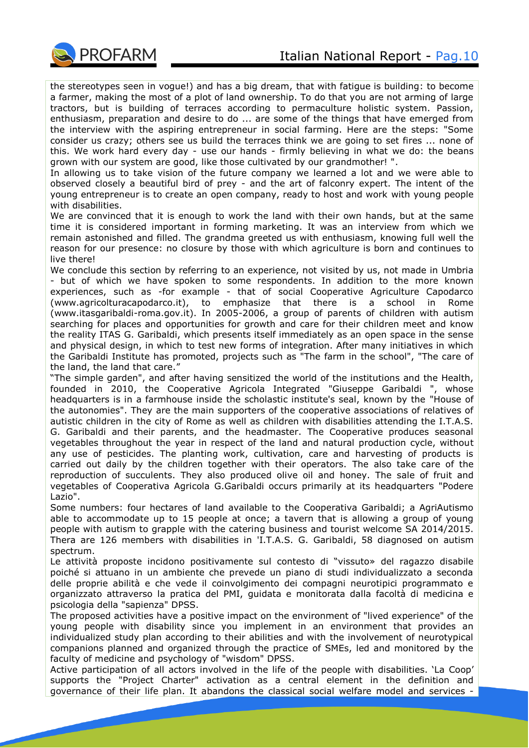the stereotypes seen in vogue!) and has a big dream, that with fatigue is building: to become a farmer, making the most of a plot of land ownership. To do that you are not arming of large tractors, but is building of terraces according to permaculture holistic system. Passion, enthusiasm, preparation and desire to do ... are some of the things that have emerged from the interview with the aspiring entrepreneur in social farming. Here are the steps: "Some consider us crazy; others see us build the terraces think we are going to set fires ... none of this. We work hard every day - use our hands - firmly believing in what we do: the beans grown with our system are good, like those cultivated by our grandmother! ".

In allowing us to take vision of the future company we learned a lot and we were able to observed closely a beautiful bird of prey - and the art of falconry expert. The intent of the young entrepreneur is to create an open company, ready to host and work with young people with disabilities.

We are convinced that it is enough to work the land with their own hands, but at the same time it is considered important in forming marketing. It was an interview from which we remain astonished and filled. The grandma greeted us with enthusiasm, knowing full well the reason for our presence: no closure by those with which agriculture is born and continues to live there!

We conclude this section by referring to an experience, not visited by us, not made in Umbria - but of which we have spoken to some respondents. In addition to the more known experiences, such as -for example - that of social Cooperative Agriculture Capodarco (www.agricolturacapodarco.it), to emphasize that there is a school in Rome (www.itasgaribaldi-roma.gov.it). In 2005-2006, a group of parents of children with autism searching for places and opportunities for growth and care for their children meet and know the reality ITAS G. Garibaldi, which presents itself immediately as an open space in the sense and physical design, in which to test new forms of integration. After many initiatives in which the Garibaldi Institute has promoted, projects such as "The farm in the school", "The care of the land, the land that care."

"The simple garden", and after having sensitized the world of the institutions and the Health, founded in 2010, the Cooperative Agricola Integrated "Giuseppe Garibaldi ", whose headquarters is in a farmhouse inside the scholastic institute's seal, known by the "House of the autonomies". They are the main supporters of the cooperative associations of relatives of autistic children in the city of Rome as well as children with disabilities attending the I.T.A.S. G. Garibaldi and their parents, and the headmaster. The Cooperative produces seasonal vegetables throughout the year in respect of the land and natural production cycle, without any use of pesticides. The planting work, cultivation, care and harvesting of products is carried out daily by the children together with their operators. The also take care of the reproduction of succulents. They also produced olive oil and honey. The sale of fruit and vegetables of Cooperativa Agricola G.Garibaldi occurs primarily at its headquarters "Podere Lazio".

Some numbers: four hectares of land available to the Cooperativa Garibaldi; a AgriAutismo able to accommodate up to 15 people at once; a tavern that is allowing a group of young people with autism to grapple with the catering business and tourist welcome SA 2014/2015. Thera are 126 members with disabilities in 'I.T.A.S. G. Garibaldi, 58 diagnosed on autism spectrum.

Le attività proposte incidono positivamente sul contesto di "vissuto» del ragazzo disabile poiché si attuano in un ambiente che prevede un piano di studi individualizzato a seconda delle proprie abilità e che vede il coinvolgimento dei compagni neurotipici programmato e organizzato attraverso la pratica del PMI, guidata e monitorata dalla facoltà di medicina e psicologia della "sapienza" DPSS.

The proposed activities have a positive impact on the environment of "lived experience" of the young people with disability since you implement in an environment that provides an individualized study plan according to their abilities and with the involvement of neurotypical companions planned and organized through the practice of SMEs, led and monitored by the faculty of medicine and psychology of "wisdom" DPSS.

Active participation of all actors involved in the life of the people with disabilities. 'La Coop' supports the "Project Charter" activation as a central element in the definition and governance of their life plan. It abandons the classical social welfare model and services -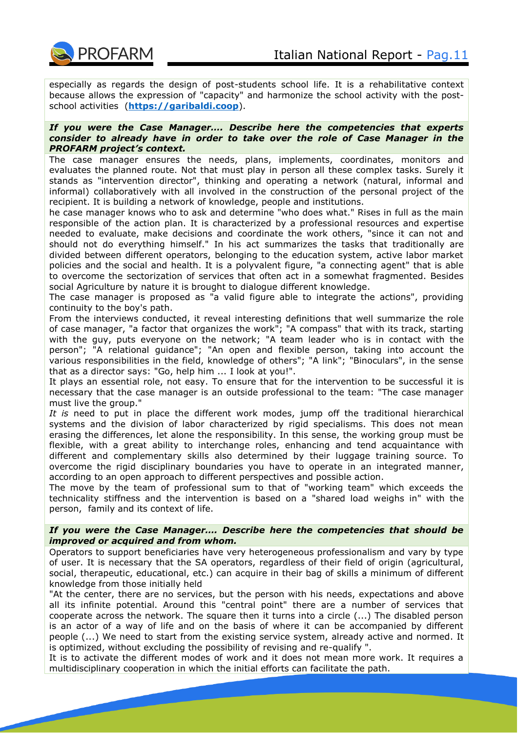especially as regards the design of post-students school life. It is a rehabilitative context because allows the expression of "capacity" and harmonize the school activity with the post-school activities (**https://garibaldi.coop**).

***If you were the Case Manager…. Describe here the competencies that experts consider to already have in order to take over the role of Case Manager in the PROFARM project's context.***

The case manager ensures the needs, plans, implements, coordinates, monitors and evaluates the planned route. Not that must play in person all these complex tasks. Surely it stands as "intervention director", thinking and operating a network (natural, informal and informal) collaboratively with all involved in the construction of the personal project of the recipient. It is building a network of knowledge, people and institutions.

he case manager knows who to ask and determine "who does what." Rises in full as the main responsible of the action plan. It is characterized by a professional resources and expertise needed to evaluate, make decisions and coordinate the work others, "since it can not and should not do everything himself." In his act summarizes the tasks that traditionally are divided between different operators, belonging to the education system, active labor market policies and the social and health. It is a polyvalent figure, "a connecting agent" that is able to overcome the sectorization of services that often act in a somewhat fragmented. Besides social Agriculture by nature it is brought to dialogue different knowledge.

The case manager is proposed as "a valid figure able to integrate the actions", providing continuity to the boy's path.

From the interviews conducted, it reveal interesting definitions that well summarize the role of case manager, "a factor that organizes the work"; "A compass" that with its track, starting with the guy, puts everyone on the network; "A team leader who is in contact with the person"; "A relational guidance"; "An open and flexible person, taking into account the various responsibilities in the field, knowledge of others"; "A link"; "Binoculars", in the sense that as a director says: "Go, help him ... I look at you!".

It plays an essential role, not easy. To ensure that for the intervention to be successful it is necessary that the case manager is an outside professional to the team: "The case manager must live the group."

*It is* need to put in place the different work modes, jump off the traditional hierarchical systems and the division of labor characterized by rigid specialisms. This does not mean erasing the differences, let alone the responsibility. In this sense, the working group must be flexible, with a great ability to interchange roles, enhancing and tend acquaintance with different and complementary skills also determined by their luggage training source. To overcome the rigid disciplinary boundaries you have to operate in an integrated manner, according to an open approach to different perspectives and possible action.

The move by the team of professional sum to that of "working team" which exceeds the technicality stiffness and the intervention is based on a "shared load weighs in" with the person, family and its context of life.

***If you were the Case Manager…. Describe here the competencies that should be improved or acquired and from whom.***

Operators to support beneficiaries have very heterogeneous professionalism and vary by type of user. It is necessary that the SA operators, regardless of their field of origin (agricultural, social, therapeutic, educational, etc.) can acquire in their bag of skills a minimum of different knowledge from those initially held

"At the center, there are no services, but the person with his needs, expectations and above all its infinite potential. Around this "central point" there are a number of services that cooperate across the network. The square then it turns into a circle (...) The disabled person is an actor of a way of life and on the basis of where it can be accompanied by different people (...) We need to start from the existing service system, already active and normed. It is optimized, without excluding the possibility of revising and re-qualify ".

It is to activate the different modes of work and it does not mean more work. It requires a multidisciplinary cooperation in which the initial efforts can facilitate the path.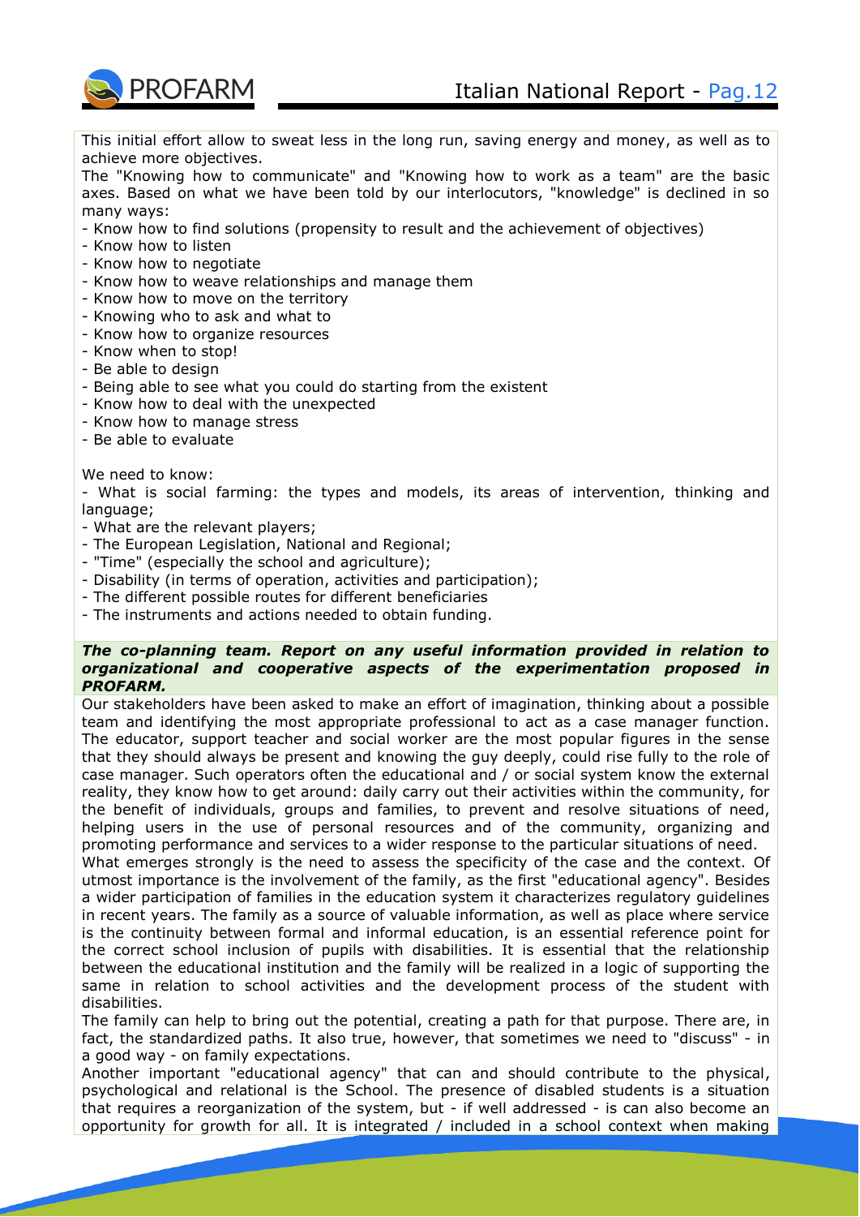This initial effort allow to sweat less in the long run, saving energy and money, as well as to achieve more objectives.

The "Knowing how to communicate" and "Knowing how to work as a team" are the basic axes. Based on what we have been told by our interlocutors, "knowledge" is declined in so many ways:

- Know how to find solutions (propensity to result and the achievement of objectives)
- Know how to listen
- Know how to negotiate
- Know how to weave relationships and manage them
- Know how to move on the territory
- Knowing who to ask and what to
- Know how to organize resources
- Know when to stop!
- Be able to design
- Being able to see what you could do starting from the existent
- Know how to deal with the unexpected
- Know how to manage stress
- Be able to evaluate

We need to know:

- What is social farming: the types and models, its areas of intervention, thinking and language;
- What are the relevant players;
- The European Legislation, National and Regional;
- "Time" (especially the school and agriculture);
- Disability (in terms of operation, activities and participation);
- The different possible routes for different beneficiaries
- The instruments and actions needed to obtain funding.

***The co-planning team. Report on any useful information provided in relation to organizational and cooperative aspects of the experimentation proposed in PROFARM.***

Our stakeholders have been asked to make an effort of imagination, thinking about a possible team and identifying the most appropriate professional to act as a case manager function. The educator, support teacher and social worker are the most popular figures in the sense that they should always be present and knowing the guy deeply, could rise fully to the role of case manager. Such operators often the educational and / or social system know the external reality, they know how to get around: daily carry out their activities within the community, for the benefit of individuals, groups and families, to prevent and resolve situations of need, helping users in the use of personal resources and of the community, organizing and promoting performance and services to a wider response to the particular situations of need.

What emerges strongly is the need to assess the specificity of the case and the context. Of utmost importance is the involvement of the family, as the first "educational agency". Besides a wider participation of families in the education system it characterizes regulatory guidelines in recent years. The family as a source of valuable information, as well as place where service is the continuity between formal and informal education, is an essential reference point for the correct school inclusion of pupils with disabilities. It is essential that the relationship between the educational institution and the family will be realized in a logic of supporting the same in relation to school activities and the development process of the student with disabilities.

The family can help to bring out the potential, creating a path for that purpose. There are, in fact, the standardized paths. It also true, however, that sometimes we need to "discuss" - in a good way - on family expectations.

Another important "educational agency" that can and should contribute to the physical, psychological and relational is the School. The presence of disabled students is a situation that requires a reorganization of the system, but - if well addressed - is can also become an opportunity for growth for all. It is integrated / included in a school context when making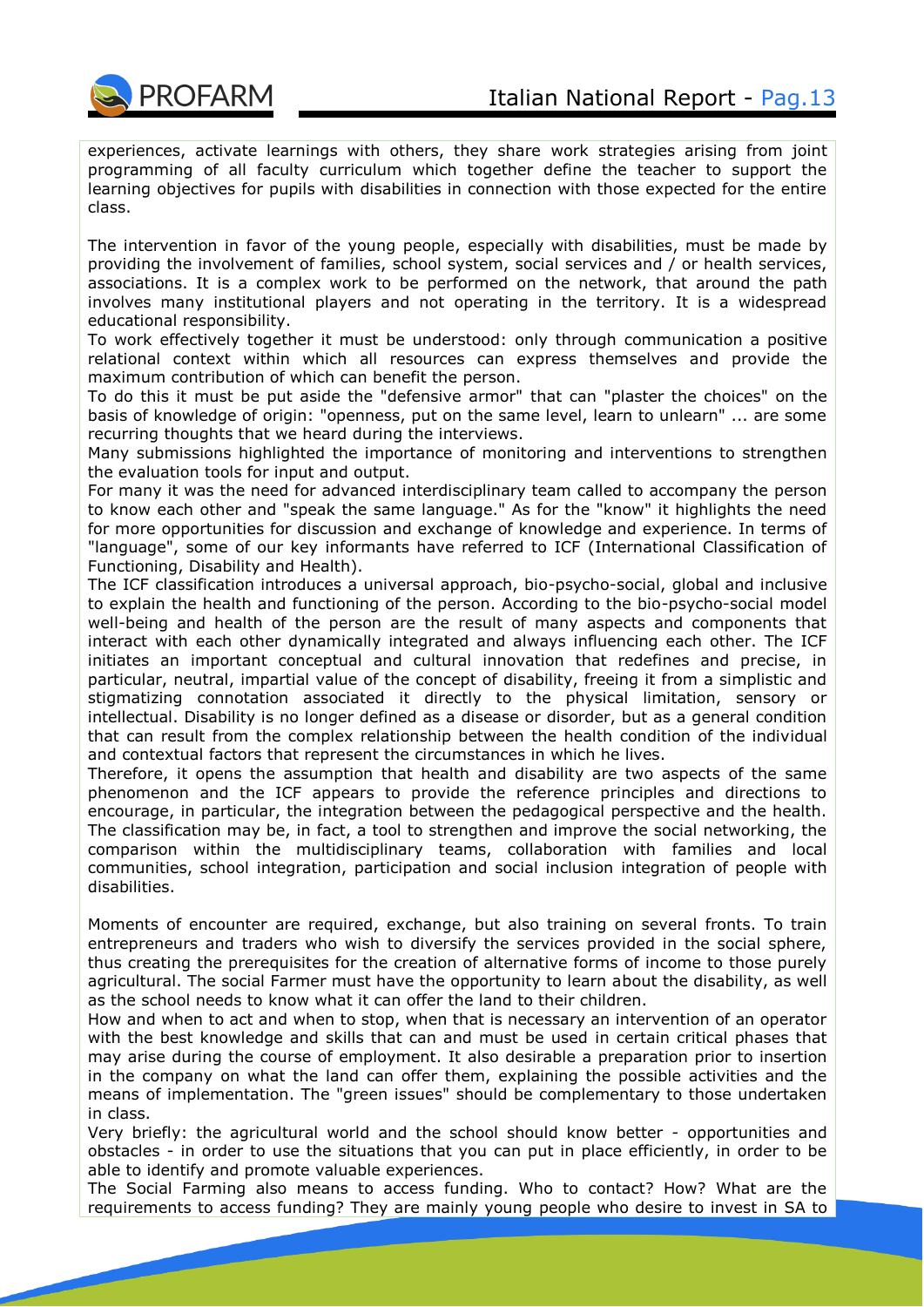experiences, activate learnings with others, they share work strategies arising from joint programming of all faculty curriculum which together define the teacher to support the learning objectives for pupils with disabilities in connection with those expected for the entire class.

The intervention in favor of the young people, especially with disabilities, must be made by providing the involvement of families, school system, social services and / or health services, associations. It is a complex work to be performed on the network, that around the path involves many institutional players and not operating in the territory. It is a widespread educational responsibility.

To work effectively together it must be understood: only through communication a positive relational context within which all resources can express themselves and provide the maximum contribution of which can benefit the person.

To do this it must be put aside the "defensive armor" that can "plaster the choices" on the basis of knowledge of origin: "openness, put on the same level, learn to unlearn" ... are some recurring thoughts that we heard during the interviews.

Many submissions highlighted the importance of monitoring and interventions to strengthen the evaluation tools for input and output.

For many it was the need for advanced interdisciplinary team called to accompany the person to know each other and "speak the same language." As for the "know" it highlights the need for more opportunities for discussion and exchange of knowledge and experience. In terms of "language", some of our key informants have referred to ICF (International Classification of Functioning, Disability and Health).

The ICF classification introduces a universal approach, bio-psycho-social, global and inclusive to explain the health and functioning of the person. According to the bio-psycho-social model well-being and health of the person are the result of many aspects and components that interact with each other dynamically integrated and always influencing each other. The ICF initiates an important conceptual and cultural innovation that redefines and precise, in particular, neutral, impartial value of the concept of disability, freeing it from a simplistic and stigmatizing connotation associated it directly to the physical limitation, sensory or intellectual. Disability is no longer defined as a disease or disorder, but as a general condition that can result from the complex relationship between the health condition of the individual and contextual factors that represent the circumstances in which he lives.

Therefore, it opens the assumption that health and disability are two aspects of the same phenomenon and the ICF appears to provide the reference principles and directions to encourage, in particular, the integration between the pedagogical perspective and the health. The classification may be, in fact, a tool to strengthen and improve the social networking, the comparison within the multidisciplinary teams, collaboration with families and local communities, school integration, participation and social inclusion integration of people with disabilities.

Moments of encounter are required, exchange, but also training on several fronts. To train entrepreneurs and traders who wish to diversify the services provided in the social sphere, thus creating the prerequisites for the creation of alternative forms of income to those purely agricultural. The social Farmer must have the opportunity to learn about the disability, as well as the school needs to know what it can offer the land to their children.

How and when to act and when to stop, when that is necessary an intervention of an operator with the best knowledge and skills that can and must be used in certain critical phases that may arise during the course of employment. It also desirable a preparation prior to insertion in the company on what the land can offer them, explaining the possible activities and the means of implementation. The "green issues" should be complementary to those undertaken in class.

Very briefly: the agricultural world and the school should know better - opportunities and obstacles - in order to use the situations that you can put in place efficiently, in order to be able to identify and promote valuable experiences.

The Social Farming also means to access funding. Who to contact? How? What are the requirements to access funding? They are mainly young people who desire to invest in SA to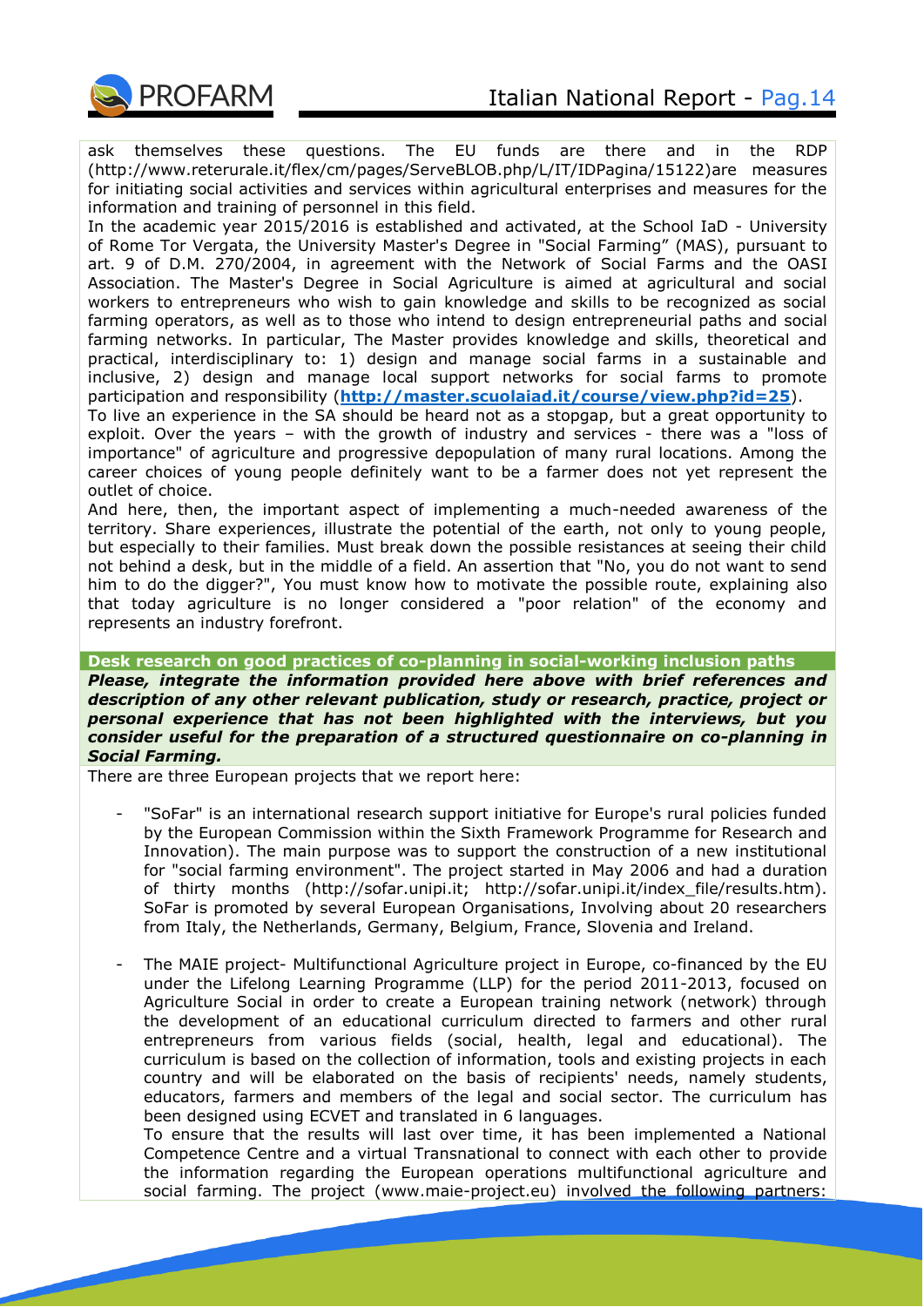ask themselves these questions. The EU funds are there and in the RDP (http://www.reterurale.it/flex/cm/pages/ServeBLOB.php/L/IT/IDPagina/15122)are measures for initiating social activities and services within agricultural enterprises and measures for the information and training of personnel in this field.

In the academic year 2015/2016 is established and activated, at the School IaD - University of Rome Tor Vergata, the University Master's Degree in "Social Farming" (MAS), pursuant to art. 9 of D.M. 270/2004, in agreement with the Network of Social Farms and the OASI Association. The Master's Degree in Social Agriculture is aimed at agricultural and social workers to entrepreneurs who wish to gain knowledge and skills to be recognized as social farming operators, as well as to those who intend to design entrepreneurial paths and social farming networks. In particular, The Master provides knowledge and skills, theoretical and practical, interdisciplinary to: 1) design and manage social farms in a sustainable and inclusive, 2) design and manage local support networks for social farms to promote participation and responsibility (**http://master.scuolaiad.it/course/view.php?id=25**).

To live an experience in the SA should be heard not as a stopgap, but a great opportunity to exploit. Over the years – with the growth of industry and services - there was a "loss of importance" of agriculture and progressive depopulation of many rural locations. Among the career choices of young people definitely want to be a farmer does not yet represent the outlet of choice.

And here, then, the important aspect of implementing a much-needed awareness of the territory. Share experiences, illustrate the potential of the earth, not only to young people, but especially to their families. Must break down the possible resistances at seeing their child not behind a desk, but in the middle of a field. An assertion that "No, you do not want to send him to do the digger?", You must know how to motivate the possible route, explaining also that today agriculture is no longer considered a "poor relation" of the economy and represents an industry forefront.

**Desk research on good practices of co-planning in social-working inclusion paths**

***Please, integrate the information provided here above with brief references and description of any other relevant publication, study or research, practice, project or personal experience that has not been highlighted with the interviews, but you consider useful for the preparation of a structured questionnaire on co-planning in Social Farming.***

There are three European projects that we report here:

- "SoFar" is an international research support initiative for Europe's rural policies funded by the European Commission within the Sixth Framework Programme for Research and Innovation). The main purpose was to support the construction of a new institutional for "social farming environment". The project started in May 2006 and had a duration of thirty months (http://sofar.unipi.it; http://sofar.unipi.it/index_file/results.htm). SoFar is promoted by several European Organisations, Involving about 20 researchers from Italy, the Netherlands, Germany, Belgium, France, Slovenia and Ireland.

- The MAIE project- Multifunctional Agriculture project in Europe, co-financed by the EU under the Lifelong Learning Programme (LLP) for the period 2011-2013, focused on Agriculture Social in order to create a European training network (network) through the development of an educational curriculum directed to farmers and other rural entrepreneurs from various fields (social, health, legal and educational). The curriculum is based on the collection of information, tools and existing projects in each country and will be elaborated on the basis of recipients' needs, namely students, educators, farmers and members of the legal and social sector. The curriculum has been designed using ECVET and translated in 6 languages.

  To ensure that the results will last over time, it has been implemented a National Competence Centre and a virtual Transnational to connect with each other to provide the information regarding the European operations multifunctional agriculture and social farming. The project (www.maie-project.eu) involved the following partners: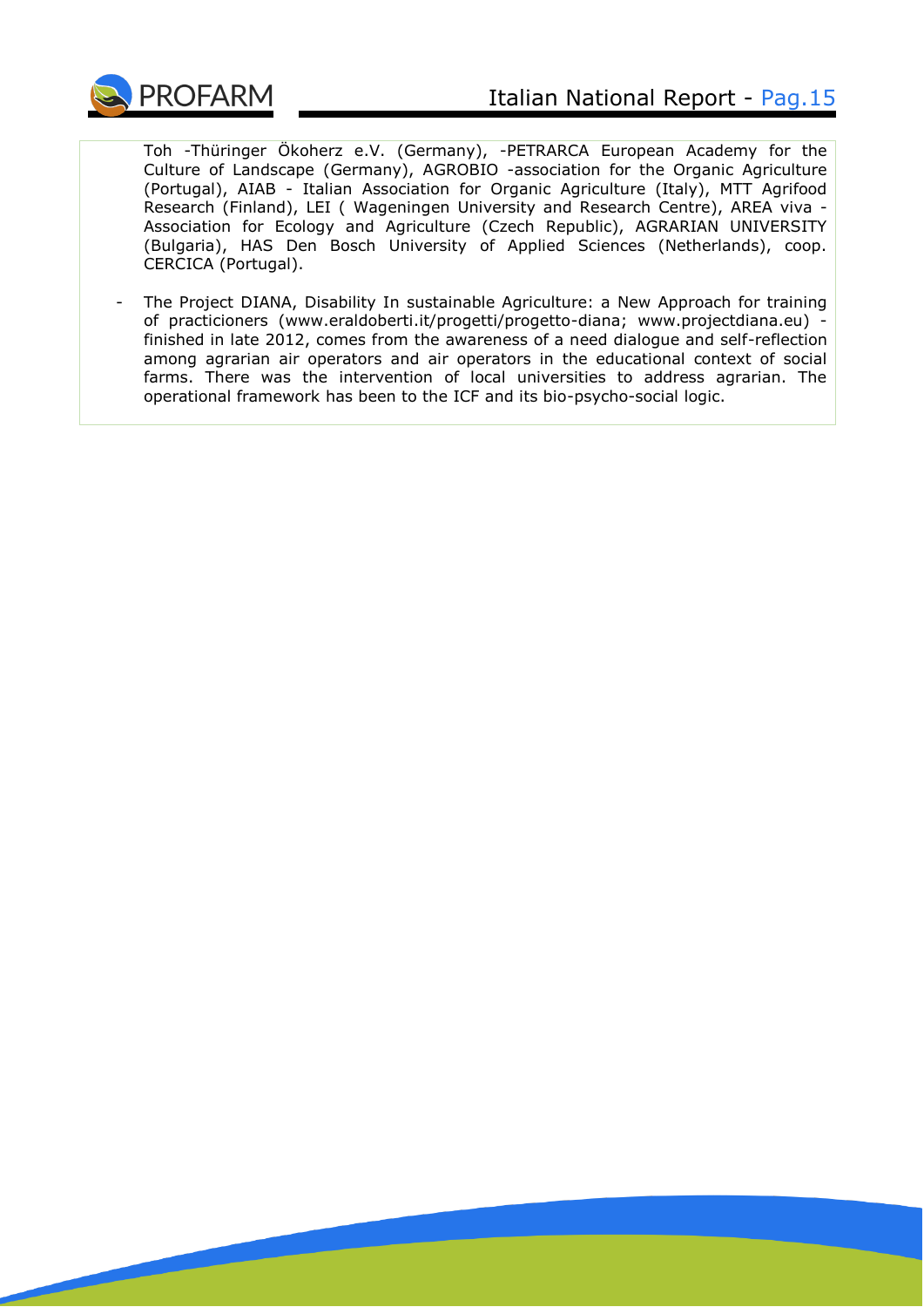Toh -Thüringer Ökoherz e.V. (Germany), -PETRARCA European Academy for the Culture of Landscape (Germany), AGROBIO -association for the Organic Agriculture (Portugal), AIAB - Italian Association for Organic Agriculture (Italy), MTT Agrifood Research (Finland), LEI ( Wageningen University and Research Centre), AREA viva - Association for Ecology and Agriculture (Czech Republic), AGRARIAN UNIVERSITY (Bulgaria), HAS Den Bosch University of Applied Sciences (Netherlands), coop. CERCICA (Portugal).

- The Project DIANA, Disability In sustainable Agriculture: a New Approach for training of practicioners (www.eraldoberti.it/progetti/progetto-diana; www.projectdiana.eu) - finished in late 2012, comes from the awareness of a need dialogue and self-reflection among agrarian air operators and air operators in the educational context of social farms. There was the intervention of local universities to address agrarian. The operational framework has been to the ICF and its bio-psycho-social logic.